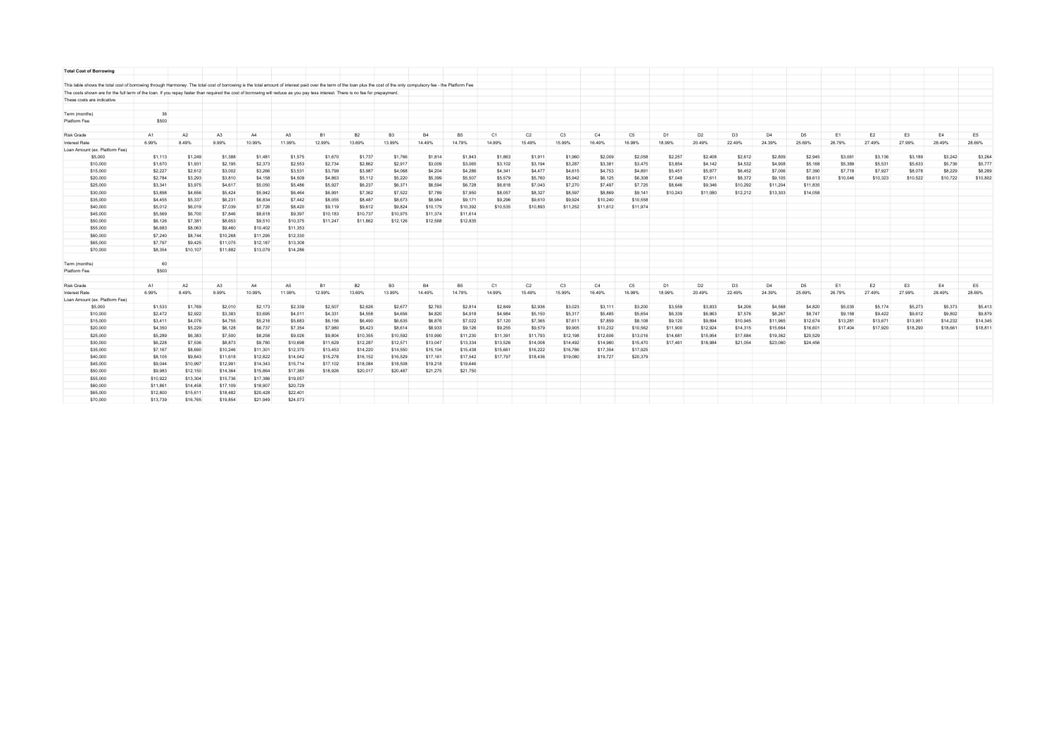**Total Cost of Borrowing**

This table shows the total cost of borrowing through Harmoney. The total cost of borrowing is the total amount of interest paid over the term of the loan plus the cost of the only compulsory fee - the Platform Fee

The costs shown are for the full term of the loan. If you repay faster than required the cost of borrowing will reduce as you pay less interest. There is no fee for prepayment.

These costs are indicative.

| Term (months) | 36 |
|---|---|
| Platform Fee | $500 |

| Risk Grade | A1 | A2 | A3 | A4 | A5 | B1 | B2 | B3 | B4 | B5 | C1 | C2 | C3 | C4 | C5 | D1 | D2 | D3 | D4 | D5 | E1 | E2 | E3 | E4 | E5 |
|---|---|---|---|---|---|---|---|---|---|---|---|---|---|---|---|---|---|---|---|---|---|---|---|---|---|
| Interest Rate | 6.99% | 8.49% | 9.99% | 10.99% | 11.99% | 12.99% | 13.69% | 13.99% | 14.49% | 14.79% | 14.99% | 15.49% | 15.99% | 16.49% | 16.99% | 18.99% | 20.49% | 22.49% | 24.39% | 25.69% | 26.79% | 27.49% | 27.99% | 28.49% | 28.69% |
| Loan Amount (ex. Platform Fee) | | | | | | | | | | | | | | | | | | | | | | | | | |
| $5,000 | $1,113 | $1,249 | $1,388 | $1,481 | $1,575 | $1,670 | $1,737 | $1,766 | $1,814 | $1,843 | $1,863 | $1,911 | $1,960 | $2,009 | $2,058 | $2,257 | $2,408 | $2,612 | $2,809 | $2,945 | $3,061 | $3,136 | $3,189 | $3,242 | $3,264 |
| $10,000 | $1,670 | $1,931 | $2,195 | $2,373 | $2,553 | $2,734 | $2,862 | $2,917 | $3,009 | $3,065 | $3,102 | $3,194 | $3,287 | $3,381 | $3,475 | $3,854 | $4,142 | $4,532 | $4,908 | $5,168 | $5,389 | $5,531 | $5,633 | $5,736 | $5,777 |
| $15,000 | $2,227 | $2,612 | $3,002 | $3,266 | $3,531 | $3,799 | $3,987 | $4,068 | $4,204 | $4,286 | $4,341 | $4,477 | $4,615 | $4,753 | $4,891 | $5,451 | $5,877 | $6,452 | $7,006 | $7,390 | $7,718 | $7,927 | $8,078 | $8,229 | $8,289 |
| $20,000 | $2,784 | $3,293 | $3,810 | $4,158 | $4,509 | $4,863 | $5,112 | $5,220 | $5,399 | $5,507 | $5,579 | $5,760 | $5,942 | $6,125 | $6,308 | $7,048 | $7,611 | $8,372 | $9,105 | $9,613 | $10,046 | $10,323 | $10,522 | $10,722 | $10,802 |
| $25,000 | $3,341 | $3,975 | $4,617 | $5,050 | $5,486 | $5,927 | $6,237 | $6,371 | $6,594 | $6,728 | $6,818 | $7,043 | $7,270 | $7,497 | $7,725 | $8,646 | $9,346 | $10,292 | $11,204 | $11,835 | | | | | |
| $30,000 | $3,898 | $4,656 | $5,424 | $5,942 | $6,464 | $6,991 | $7,362 | $7,522 | $7,789 | $7,950 | $8,057 | $8,327 | $8,597 | $8,869 | $9,141 | $10,243 | $11,080 | $12,212 | $13,303 | $14,058 | | | | | |
| $35,000 | $4,455 | $5,337 | $6,231 | $6,834 | $7,442 | $8,055 | $8,487 | $8,673 | $8,984 | $9,171 | $9,296 | $9,610 | $9,924 | $10,240 | $10,558 | | | | | | | | | | |
| $40,000 | $5,012 | $6,019 | $7,039 | $7,726 | $8,420 | $9,119 | $9,612 | $9,824 | $10,179 | $10,392 | $10,535 | $10,893 | $11,252 | $11,612 | $11,974 | | | | | | | | | | |
| $45,000 | $5,569 | $6,700 | $7,846 | $8,618 | $9,397 | $10,183 | $10,737 | $10,975 | $11,374 | $11,614 | | | | | | | | | | | | | | | |
| $50,000 | $6,126 | $7,381 | $8,653 | $9,510 | $10,375 | $11,247 | $11,862 | $12,126 | $12,568 | $12,835 | | | | | | | | | | | | | | | |
| $55,000 | $6,683 | $8,063 | $9,460 | $10,402 | $11,353 | | | | | | | | | | | | | | | | | | | | |
| $60,000 | $7,240 | $8,744 | $10,268 | $11,295 | $12,330 | | | | | | | | | | | | | | | | | | | | |
| $65,000 | $7,797 | $9,425 | $11,075 | $12,187 | $13,308 | | | | | | | | | | | | | | | | | | | | |
| $70,000 | $8,354 | $10,107 | $11,882 | $13,079 | $14,286 | | | | | | | | | | | | | | | | | | | | |

| Term (months) | 60 |
|---|---|
| Platform Fee | $500 |

| Risk Grade | A1 | A2 | A3 | A4 | A5 | B1 | B2 | B3 | B4 | B5 | C1 | C2 | C3 | C4 | C5 | D1 | D2 | D3 | D4 | D5 | E1 | E2 | E3 | E4 | E5 |
|---|---|---|---|---|---|---|---|---|---|---|---|---|---|---|---|---|---|---|---|---|---|---|---|---|---|
| Interest Rate | 6.99% | 8.49% | 9.99% | 10.99% | 11.99% | 12.99% | 13.69% | 13.99% | 14.49% | 14.79% | 14.99% | 15.49% | 15.99% | 16.49% | 16.99% | 18.99% | 20.49% | 22.49% | 24.39% | 25.69% | 26.79% | 27.49% | 27.99% | 28.49% | 28.69% |
| Loan Amount (ex. Platform Fee) | | | | | | | | | | | | | | | | | | | | | | | | | |
| $5,000 | $1,533 | $1,769 | $2,010 | $2,173 | $2,339 | $2,507 | $2,626 | $2,677 | $2,763 | $2,814 | $2,849 | $2,936 | $3,023 | $3,111 | $3,200 | $3,559 | $3,833 | $4,206 | $4,568 | $4,820 | $5,035 | $5,174 | $5,273 | $5,373 | $5,413 |
| $10,000 | $2,472 | $2,922 | $3,383 | $3,695 | $4,011 | $4,331 | $4,558 | $4,656 | $4,820 | $4,918 | $4,984 | $5,150 | $5,317 | $5,485 | $5,654 | $6,339 | $6,863 | $7,576 | $8,267 | $8,747 | $9,158 | $9,422 | $9,612 | $9,802 | $9,879 |
| $15,000 | $3,411 | $4,076 | $4,755 | $5,216 | $5,683 | $6,156 | $6,490 | $6,635 | $6,876 | $7,022 | $7,120 | $7,365 | $7,611 | $7,859 | $8,108 | $9,120 | $9,894 | $10,945 | $11,965 | $12,674 | $13,281 | $13,671 | $13,951 | $14,232 | $14,345 |
| $20,000 | $4,350 | $5,229 | $6,128 | $6,737 | $7,354 | $7,980 | $8,423 | $8,614 | $8,933 | $9,126 | $9,255 | $9,579 | $9,905 | $10,232 | $10,562 | $11,900 | $12,924 | $14,315 | $15,664 | $16,601 | $17,404 | $17,920 | $18,290 | $18,661 | $18,811 |
| $25,000 | $5,289 | $6,383 | $7,500 | $8,258 | $9,026 | $9,804 | $10,355 | $10,592 | $10,990 | $11,230 | $11,391 | $11,793 | $12,198 | $12,606 | $13,016 | $14,681 | $15,954 | $17,684 | $19,362 | $20,529 | | | | | |
| $30,000 | $6,228 | $7,536 | $8,873 | $9,780 | $10,698 | $11,629 | $12,287 | $12,571 | $13,047 | $13,334 | $13,526 | $14,008 | $14,492 | $14,980 | $15,470 | $17,461 | $18,984 | $21,054 | $23,060 | $24,456 | | | | | |
| $35,000 | $7,167 | $8,690 | $10,246 | $11,301 | $12,370 | $13,453 | $14,220 | $14,550 | $15,104 | $15,438 | $15,661 | $16,222 | $16,786 | $17,354 | $17,925 | | | | | | | | | | |
| $40,000 | $8,105 | $9,843 | $11,618 | $12,822 | $14,042 | $15,278 | $16,152 | $16,529 | $17,161 | $17,542 | $17,797 | $18,436 | $19,080 | $19,727 | $20,379 | | | | | | | | | | |
| $45,000 | $9,044 | $10,997 | $12,991 | $14,343 | $15,714 | $17,102 | $18,084 | $18,508 | $19,218 | $19,646 | | | | | | | | | | | | | | | |
| $50,000 | $9,983 | $12,150 | $14,364 | $15,864 | $17,385 | $18,926 | $20,017 | $20,487 | $21,275 | $21,750 | | | | | | | | | | | | | | | |
| $55,000 | $10,922 | $13,304 | $15,736 | $17,386 | $19,057 | | | | | | | | | | | | | | | | | | | | |
| $60,000 | $11,861 | $14,458 | $17,109 | $18,907 | $20,729 | | | | | | | | | | | | | | | | | | | | |
| $65,000 | $12,800 | $15,611 | $18,482 | $20,428 | $22,401 | | | | | | | | | | | | | | | | | | | | |
| $70,000 | $13,739 | $16,765 | $19,854 | $21,949 | $24,073 | | | | | | | | | | | | | | | | | | | | |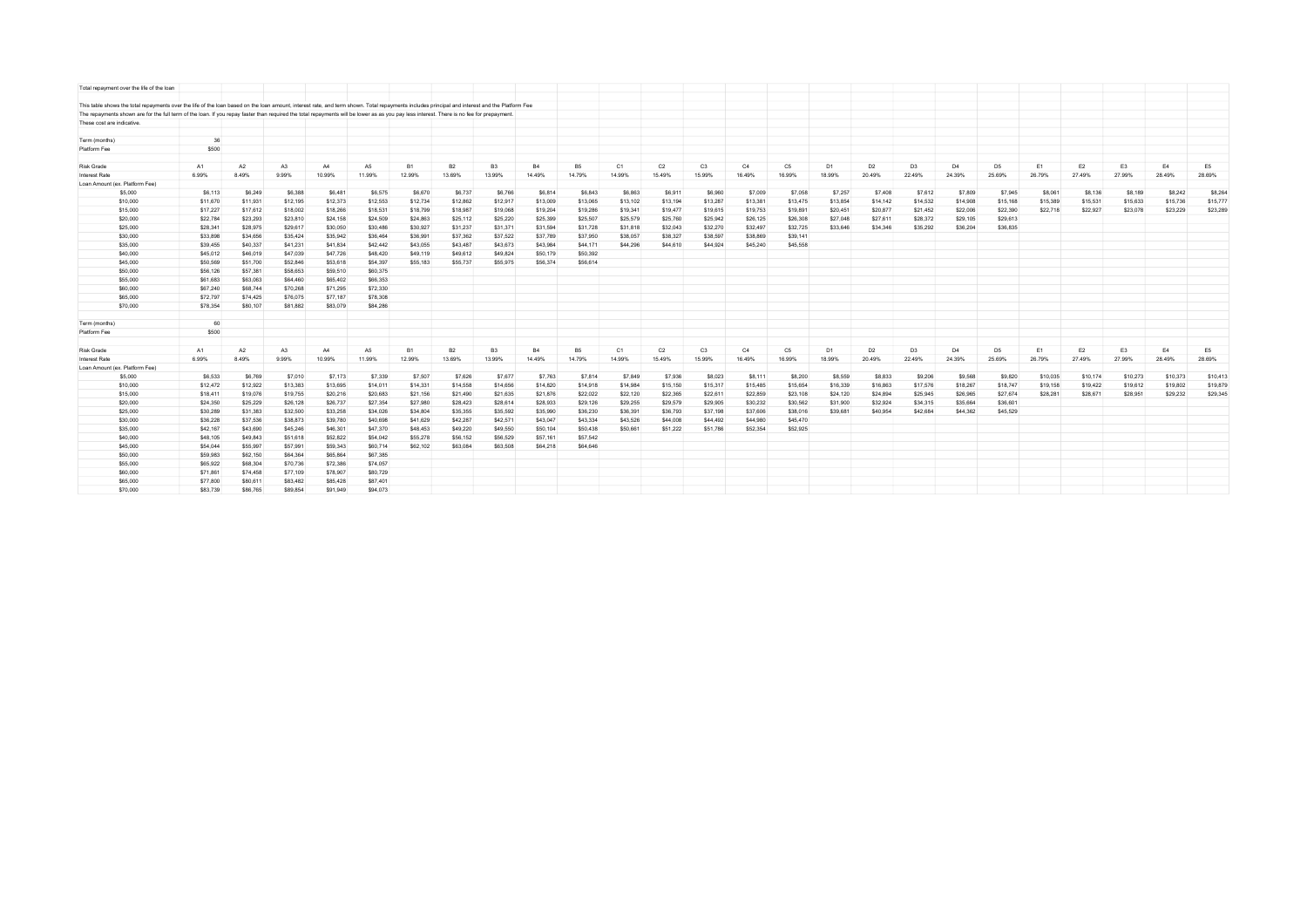Total repayment over the life of the loan

This table shows the total repayments over the life of the loan based on the loan amount, interest rate, and term shown. Total repayments includes principal and interest and the Platform Fee

The repayments shown are for the full term of the loan. If you repay faster than required the total repayments will be lower as as you pay less interest. There is no fee for prepayment.

These cost are indicative.

| | |
|---|---|
| Term (months) | 36 |
| Platform Fee | $500 |

| Risk Grade | A1 | A2 | A3 | A4 | A5 | B1 | B2 | B3 | B4 | B5 | C1 | C2 | C3 | C4 | C5 | D1 | D2 | D3 | D4 | D5 | E1 | E2 | E3 | E4 | E5 |
|---|---|---|---|---|---|---|---|---|---|---|---|---|---|---|---|---|---|---|---|---|---|---|---|---|---|
| Interest Rate | 6.99% | 8.49% | 9.99% | 10.99% | 11.99% | 12.99% | 13.69% | 13.99% | 14.49% | 14.79% | 14.99% | 15.49% | 15.99% | 16.49% | 16.99% | 18.99% | 20.49% | 22.49% | 24.39% | 25.69% | 26.79% | 27.49% | 27.99% | 28.49% | 28.69% |
| Loan Amount (ex. Platform Fee) | | | | | | | | | | | | | | | | | | | | | | | | | |
| $5,000 | $6,113 | $6,249 | $6,388 | $6,481 | $6,575 | $6,670 | $6,737 | $6,766 | $6,814 | $6,843 | $6,863 | $6,911 | $6,960 | $7,009 | $7,058 | $7,257 | $7,408 | $7,612 | $7,809 | $7,945 | $8,061 | $8,136 | $8,189 | $8,242 | $8,264 |
| $10,000 | $11,670 | $11,931 | $12,195 | $12,373 | $12,553 | $12,734 | $12,862 | $12,917 | $13,009 | $13,065 | $13,102 | $13,194 | $13,287 | $13,381 | $13,475 | $13,854 | $14,142 | $14,532 | $14,908 | $15,168 | $15,389 | $15,531 | $15,633 | $15,736 | $15,777 |
| $15,000 | $17,227 | $17,612 | $18,002 | $18,266 | $18,531 | $18,799 | $18,987 | $19,068 | $19,204 | $19,286 | $19,341 | $19,477 | $19,615 | $19,753 | $19,891 | $20,451 | $20,877 | $21,452 | $22,006 | $22,390 | $22,718 | $22,927 | $23,078 | $23,229 | $23,289 |
| $20,000 | $22,784 | $23,293 | $23,810 | $24,158 | $24,509 | $24,863 | $25,112 | $25,220 | $25,399 | $25,507 | $25,579 | $25,760 | $25,942 | $26,125 | $26,308 | $27,048 | $27,611 | $28,372 | $29,105 | $29,613 | | | | | |
| $25,000 | $28,341 | $28,975 | $29,617 | $30,050 | $30,486 | $30,927 | $31,237 | $31,371 | $31,594 | $31,728 | $31,818 | $32,043 | $32,270 | $32,497 | $32,725 | $33,646 | $34,346 | $35,292 | $36,204 | $36,835 | | | | | |
| $30,000 | $33,898 | $34,656 | $35,424 | $35,942 | $36,464 | $36,991 | $37,362 | $37,522 | $37,789 | $37,950 | $38,057 | $38,327 | $38,597 | $38,869 | $39,141 | | | | | | | | | | |
| $35,000 | $39,455 | $40,337 | $41,231 | $41,834 | $42,442 | $43,055 | $43,487 | $43,673 | $43,984 | $44,171 | $44,296 | $44,610 | $44,924 | $45,240 | $45,558 | | | | | | | | | | |
| $40,000 | $45,012 | $46,019 | $47,039 | $47,726 | $48,420 | $49,119 | $49,612 | $49,824 | $50,179 | $50,392 | | | | | | | | | | | | | | | |
| $45,000 | $50,569 | $51,700 | $52,846 | $53,618 | $54,397 | $55,183 | $55,737 | $55,975 | $56,374 | $56,614 | | | | | | | | | | | | | | | |
| $50,000 | $56,126 | $57,381 | $58,653 | $59,510 | $60,375 | | | | | | | | | | | | | | | | | | | | |
| $55,000 | $61,683 | $63,063 | $64,460 | $65,402 | $66,353 | | | | | | | | | | | | | | | | | | | | |
| $60,000 | $67,240 | $68,744 | $70,268 | $71,295 | $72,330 | | | | | | | | | | | | | | | | | | | | |
| $65,000 | $72,797 | $74,425 | $76,075 | $77,187 | $78,308 | | | | | | | | | | | | | | | | | | | | |
| $70,000 | $78,354 | $80,107 | $81,882 | $83,079 | $84,286 | | | | | | | | | | | | | | | | | | | | |

| | |
|---|---|
| Term (months) | 60 |
| Platform Fee | $500 |

| Risk Grade | A1 | A2 | A3 | A4 | A5 | B1 | B2 | B3 | B4 | B5 | C1 | C2 | C3 | C4 | C5 | D1 | D2 | D3 | D4 | D5 | E1 | E2 | E3 | E4 | E5 |
|---|---|---|---|---|---|---|---|---|---|---|---|---|---|---|---|---|---|---|---|---|---|---|---|---|---|
| Interest Rate | 6.99% | 8.49% | 9.99% | 10.99% | 11.99% | 12.99% | 13.69% | 13.99% | 14.49% | 14.79% | 14.99% | 15.49% | 15.99% | 16.49% | 16.99% | 18.99% | 20.49% | 22.49% | 24.39% | 25.69% | 26.79% | 27.49% | 27.99% | 28.49% | 28.69% |
| Loan Amount (ex. Platform Fee) | | | | | | | | | | | | | | | | | | | | | | | | | |
| $5,000 | $6,533 | $6,769 | $7,010 | $7,173 | $7,339 | $7,507 | $7,626 | $7,677 | $7,763 | $7,814 | $7,849 | $7,936 | $8,023 | $8,111 | $8,200 | $8,559 | $8,833 | $9,206 | $9,568 | $9,820 | $10,035 | $10,174 | $10,273 | $10,373 | $10,413 |
| $10,000 | $12,472 | $12,922 | $13,383 | $13,695 | $14,011 | $14,331 | $14,558 | $14,656 | $14,820 | $14,918 | $14,984 | $15,150 | $15,317 | $15,485 | $15,654 | $16,339 | $16,863 | $17,576 | $18,267 | $18,747 | $19,158 | $19,422 | $19,612 | $19,802 | $19,879 |
| $15,000 | $18,411 | $19,076 | $19,755 | $20,216 | $20,683 | $21,156 | $21,490 | $21,635 | $21,876 | $22,022 | $22,120 | $22,365 | $22,611 | $22,859 | $23,108 | $24,120 | $24,894 | $25,945 | $26,965 | $27,674 | $28,281 | $28,671 | $28,951 | $29,232 | $29,345 |
| $20,000 | $24,350 | $25,229 | $26,128 | $26,737 | $27,354 | $27,980 | $28,423 | $28,614 | $28,933 | $29,126 | $29,255 | $29,579 | $29,905 | $30,232 | $30,562 | $31,900 | $32,924 | $34,315 | $35,664 | $36,601 | | | | | |
| $25,000 | $30,289 | $31,383 | $32,500 | $33,258 | $34,026 | $34,804 | $35,355 | $35,592 | $35,990 | $36,230 | $36,391 | $36,793 | $37,198 | $37,606 | $38,016 | $39,681 | $40,954 | $42,684 | $44,362 | $45,529 | | | | | |
| $30,000 | $36,228 | $37,536 | $38,873 | $39,780 | $40,698 | $41,629 | $42,287 | $42,571 | $43,047 | $43,334 | $43,526 | $44,008 | $44,492 | $44,980 | $45,470 | | | | | | | | | | |
| $35,000 | $42,167 | $43,690 | $45,246 | $46,301 | $47,370 | $48,453 | $49,220 | $49,550 | $50,104 | $50,438 | $50,661 | $51,222 | $51,786 | $52,354 | $52,925 | | | | | | | | | | |
| $40,000 | $48,105 | $49,843 | $51,618 | $52,822 | $54,042 | $55,278 | $56,152 | $56,529 | $57,161 | $57,542 | | | | | | | | | | | | | | | |
| $45,000 | $54,044 | $55,997 | $57,991 | $59,343 | $60,714 | $62,102 | $63,084 | $63,508 | $64,218 | $64,646 | | | | | | | | | | | | | | | |
| $50,000 | $59,983 | $62,150 | $64,364 | $65,864 | $67,385 | | | | | | | | | | | | | | | | | | | | |
| $55,000 | $65,922 | $68,304 | $70,736 | $72,386 | $74,057 | | | | | | | | | | | | | | | | | | | | |
| $60,000 | $71,861 | $74,458 | $77,109 | $78,907 | $80,729 | | | | | | | | | | | | | | | | | | | | |
| $65,000 | $77,800 | $80,611 | $83,482 | $85,428 | $87,401 | | | | | | | | | | | | | | | | | | | | |
| $70,000 | $83,739 | $86,765 | $89,854 | $91,949 | $94,073 | | | | | | | | | | | | | | | | | | | | |